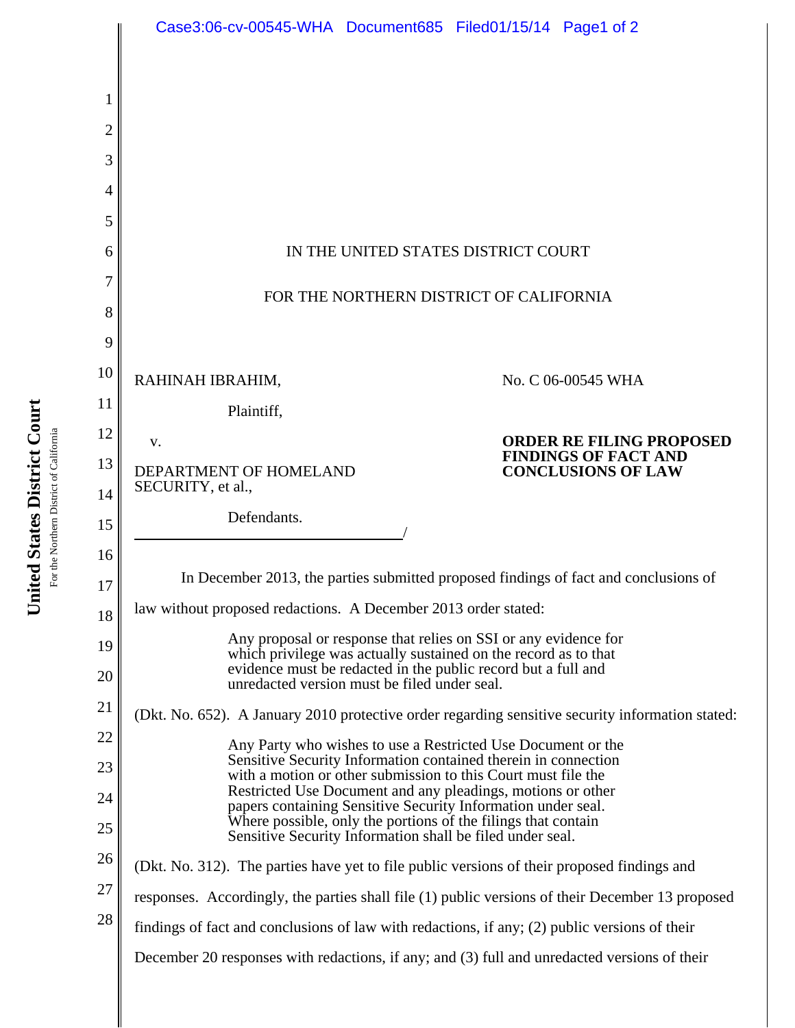IN THE UNITED STATES DISTRICT COURT

FOR THE NORTHERN DISTRICT OF CALIFORNIA

RAHINAH IBRAHIM,

Plaintiff,

v.

DEPARTMENT OF HOMELAND SECURITY, et al.,

Defendants.

No. C 06-00545 WHA

**ORDER RE FILING PROPOSED FINDINGS OF FACT AND CONCLUSIONS OF LAW**

In December 2013, the parties submitted proposed findings of fact and conclusions of law without proposed redactions. A December 2013 order stated:

> Any proposal or response that relies on SSI or any evidence for which privilege was actually sustained on the record as to that evidence must be redacted in the public record but a full and unredacted version must be filed under seal.

(Dkt. No. 652). A January 2010 protective order regarding sensitive security information stated:

> Any Party who wishes to use a Restricted Use Document or the Sensitive Security Information contained therein in connection with a motion or other submission to this Court must file the Restricted Use Document and any pleadings, motions or other papers containing Sensitive Security Information under seal. Where possible, only the portions of the filings that contain Sensitive Security Information shall be filed under seal.

(Dkt. No. 312). The parties have yet to file public versions of their proposed findings and responses. Accordingly, the parties shall file (1) public versions of their December 13 proposed findings of fact and conclusions of law with redactions, if any; (2) public versions of their December 20 responses with redactions, if any; and (3) full and unredacted versions of their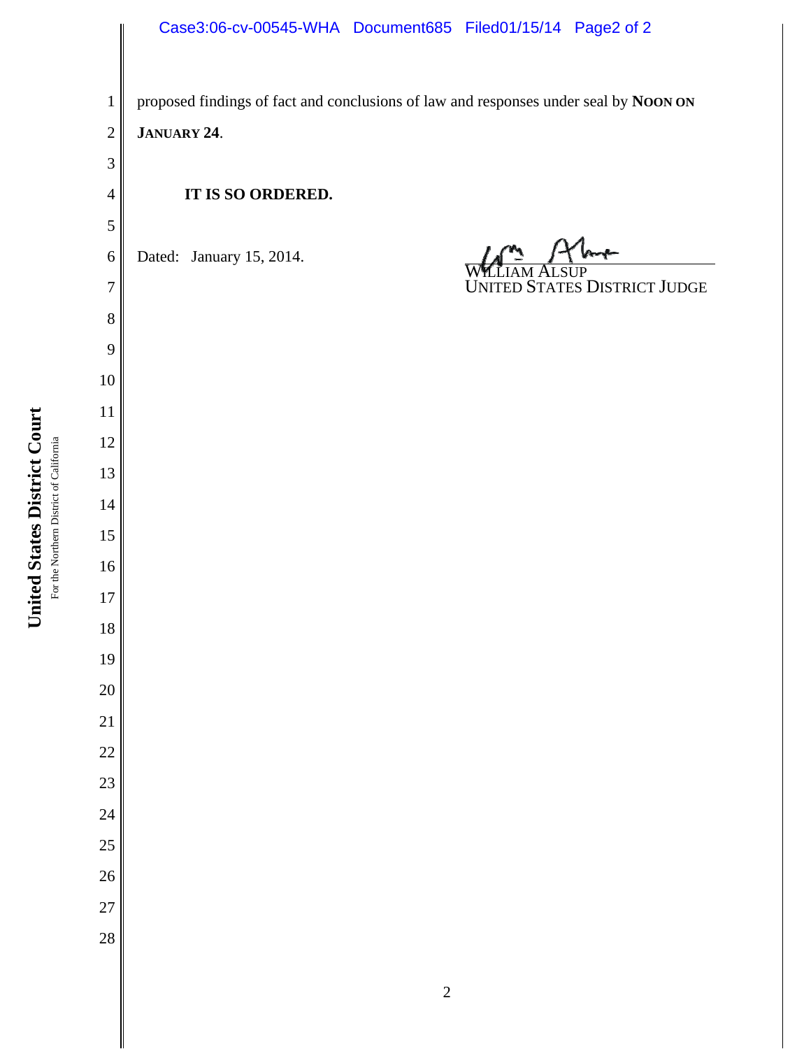proposed findings of fact and conclusions of law and responses under seal by **NOON ON JANUARY 24**.

**IT IS SO ORDERED.**

Dated: January 15, 2014.

WILLIAM ALSUP
UNITED STATES DISTRICT JUDGE